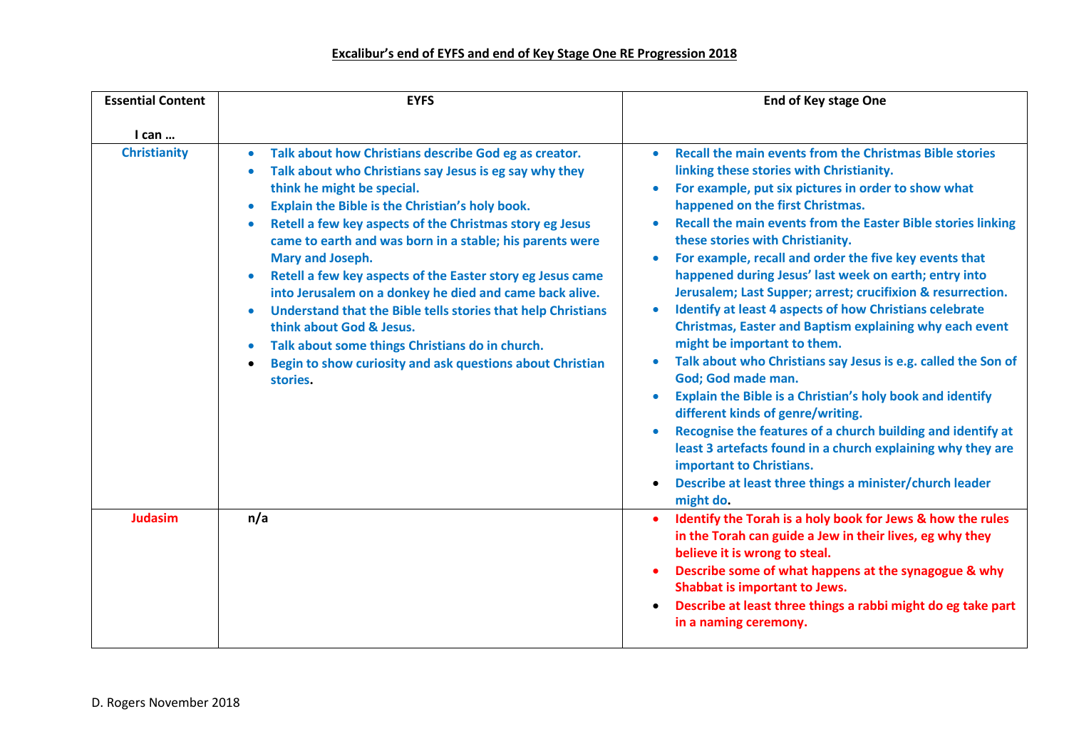# Excalibur's end of EYFS and end of Key Stage One RE Progression 2018

| Essential Content<br><br>I can … | EYFS | End of Key stage One |
|---|---|---|
| **Christianity** | • Talk about how Christians describe God eg as creator.<br>• Talk about who Christians say Jesus is eg say why they think he might be special.<br>• Explain the Bible is the Christian's holy book.<br>• Retell a few key aspects of the Christmas story eg Jesus came to earth and was born in a stable; his parents were Mary and Joseph.<br>• Retell a few key aspects of the Easter story eg Jesus came into Jerusalem on a donkey he died and came back alive.<br>• Understand that the Bible tells stories that help Christians think about God & Jesus.<br>• Talk about some things Christians do in church.<br>• Begin to show curiosity and ask questions about Christian stories. | • Recall the main events from the Christmas Bible stories linking these stories with Christianity.<br>• For example, put six pictures in order to show what happened on the first Christmas.<br>• Recall the main events from the Easter Bible stories linking these stories with Christianity.<br>• For example, recall and order the five key events that happened during Jesus' last week on earth; entry into Jerusalem; Last Supper; arrest; crucifixion & resurrection.<br>• Identify at least 4 aspects of how Christians celebrate Christmas, Easter and Baptism explaining why each event might be important to them.<br>• Talk about who Christians say Jesus is e.g. called the Son of God; God made man.<br>• Explain the Bible is a Christian's holy book and identify different kinds of genre/writing.<br>• Recognise the features of a church building and identify at least 3 artefacts found in a church explaining why they are important to Christians.<br>• Describe at least three things a minister/church leader might do. |
| **Judasim** | n/a | • Identify the Torah is a holy book for Jews & how the rules in the Torah can guide a Jew in their lives, eg why they believe it is wrong to steal.<br>• Describe some of what happens at the synagogue & why Shabbat is important to Jews.<br>• Describe at least three things a rabbi might do eg take part in a naming ceremony. |

D. Rogers November 2018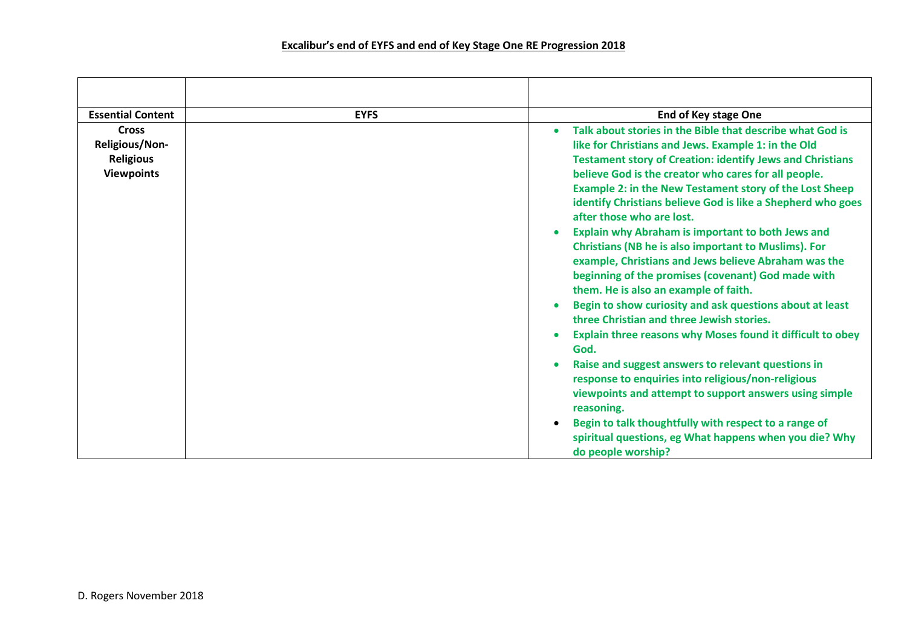## Excalibur's end of EYFS and end of Key Stage One RE Progression 2018

| | | |
|---|---|---|
| **Essential Content** | **EYFS** | **End of Key stage One** |
| **Cross Religious/Non-Religious Viewpoints** | | • **Talk about stories in the Bible that describe what God is like for Christians and Jews. Example 1: in the Old Testament story of Creation: identify Jews and Christians believe God is the creator who cares for all people. Example 2: in the New Testament story of the Lost Sheep identify Christians believe God is like a Shepherd who goes after those who are lost.**<br>• **Explain why Abraham is important to both Jews and Christians (NB he is also important to Muslims). For example, Christians and Jews believe Abraham was the beginning of the promises (covenant) God made with them. He is also an example of faith.**<br>• **Begin to show curiosity and ask questions about at least three Christian and three Jewish stories.**<br>• **Explain three reasons why Moses found it difficult to obey God.**<br>• **Raise and suggest answers to relevant questions in response to enquiries into religious/non-religious viewpoints and attempt to support answers using simple reasoning.**<br>• **Begin to talk thoughtfully with respect to a range of spiritual questions, eg What happens when you die? Why do people worship?** |

D. Rogers November 2018